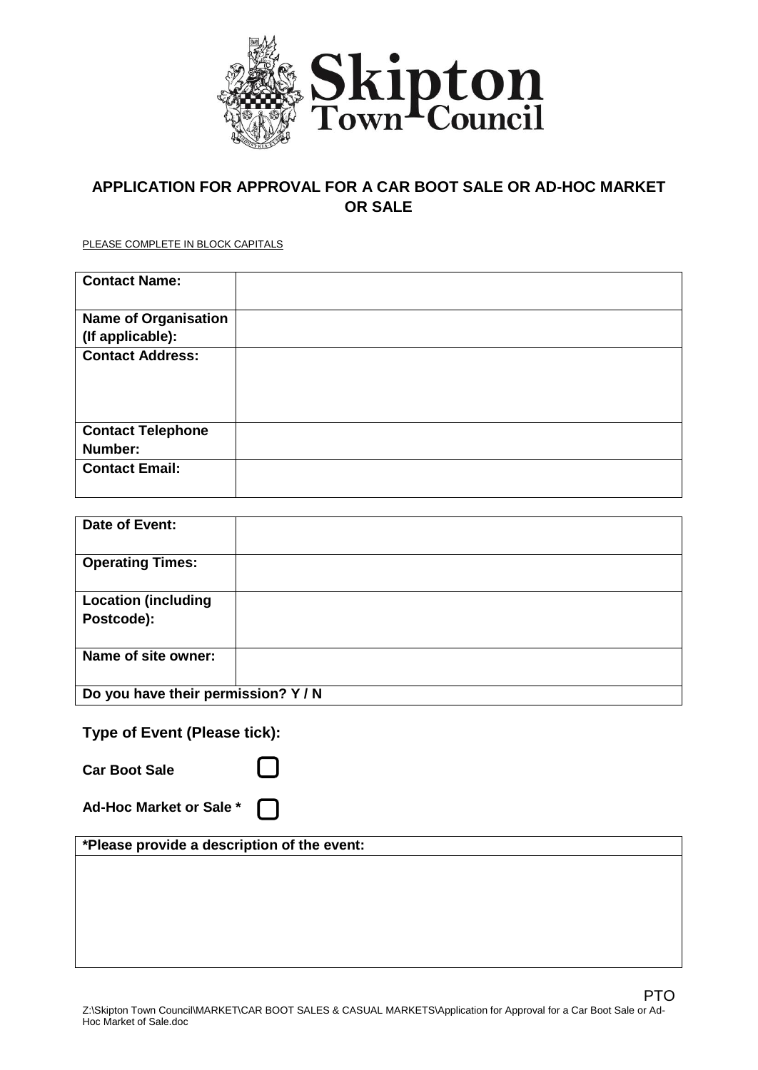**Skipton Town Council**

## APPLICATION FOR APPROVAL FOR A CAR BOOT SALE OR AD-HOC MARKET OR SALE

PLEASE COMPLETE IN BLOCK CAPITALS

| | |
|---|---|
| **Contact Name:** | |
| **Name of Organisation (If applicable):** | |
| **Contact Address:** | |
| **Contact Telephone Number:** | |
| **Contact Email:** | |

| | |
|---|---|
| **Date of Event:** | |
| **Operating Times:** | |
| **Location (including Postcode):** | |
| **Name of site owner:** | |
| **Do you have their permission? Y / N** | |

**Type of Event (Please tick):**

**Car Boot Sale** ☐

**Ad-Hoc Market or Sale *** ☐

| ***Please provide a description of the event:** |
|---|
| |

PTO

Z:\Skipton Town Council\MARKET\CAR BOOT SALES & CASUAL MARKETS\Application for Approval for a Car Boot Sale or Ad-Hoc Market of Sale.doc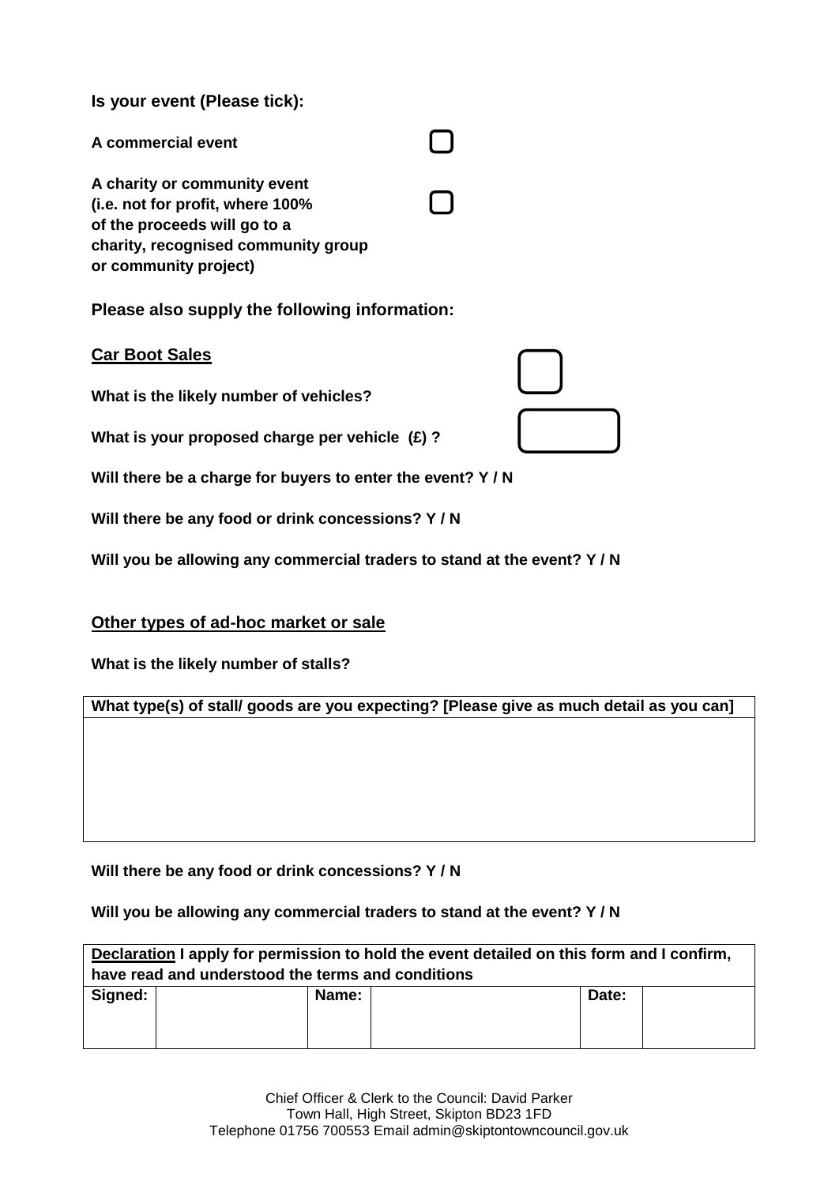**Is your event (Please tick):**

**A commercial event** ☐

**A charity or community event (i.e. not for profit, where 100% of the proceeds will go to a charity, recognised community group or community project)** ☐

**Please also supply the following information:**

**<u>Car Boot Sales</u>**

**What is the likely number of vehicles?** ☐

**What is your proposed charge per vehicle (£) ?** ☐

**Will there be a charge for buyers to enter the event? Y / N**

**Will there be any food or drink concessions? Y / N**

**Will you be allowing any commercial traders to stand at the event? Y / N**

**<u>Other types of ad-hoc market or sale</u>**

**What is the likely number of stalls?**

| **What type(s) of stall/ goods are you expecting? [Please give as much detail as you can]** |
|---|
| |

**Will there be any food or drink concessions? Y / N**

**Will you be allowing any commercial traders to stand at the event? Y / N**

| **<u>Declaration</u> I apply for permission to hold the event detailed on this form and I confirm, have read and understood the terms and conditions** | | | | | |
|---|---|---|---|---|---|
| **Signed:** | | **Name:** | | **Date:** | |

Chief Officer & Clerk to the Council: David Parker
Town Hall, High Street, Skipton BD23 1FD
Telephone 01756 700553 Email admin@skiptontowncouncil.gov.uk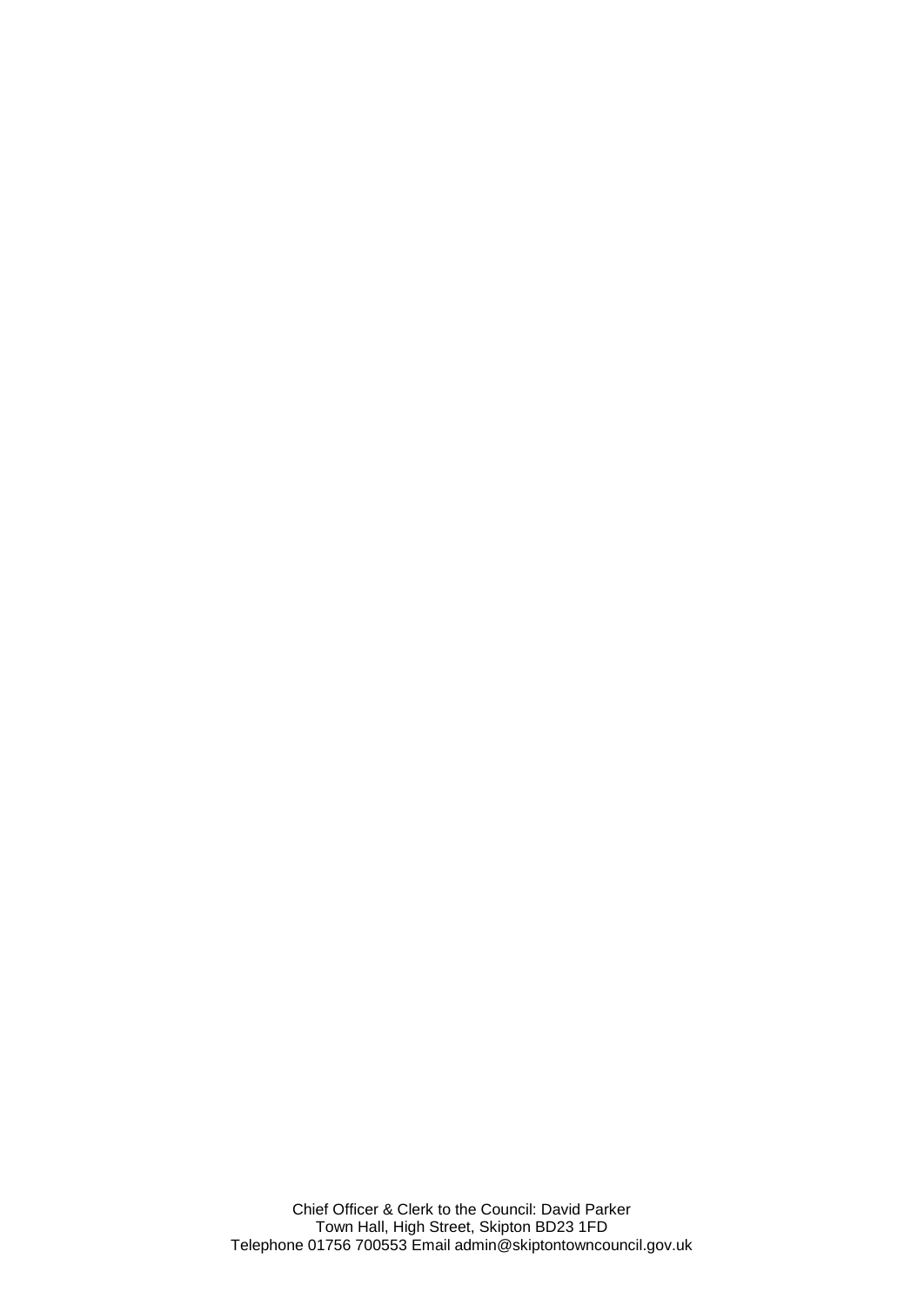Chief Officer & Clerk to the Council: David Parker
Town Hall, High Street, Skipton BD23 1FD
Telephone 01756 700553 Email admin@skiptontowncouncil.gov.uk